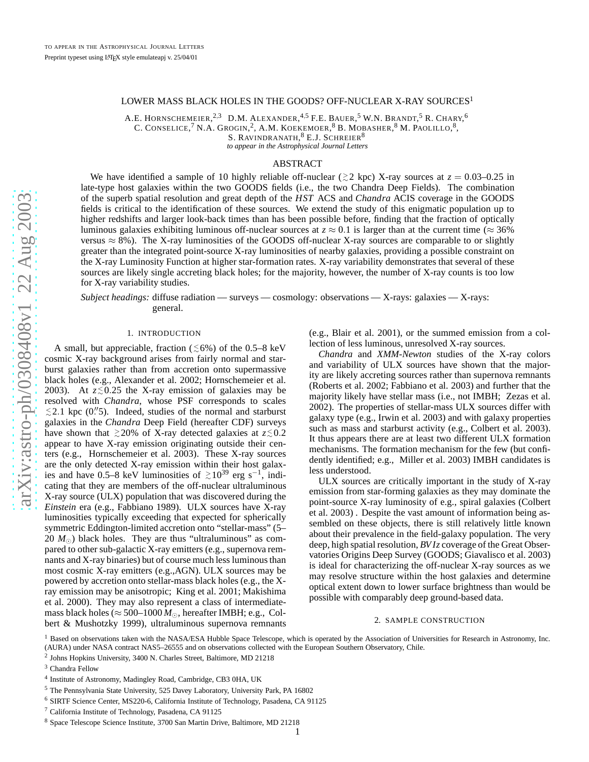to appear in the Astrophysical Journal Letters
Preprint typeset using LaTeX style emulateapj v. 25/04/01

# LOWER MASS BLACK HOLES IN THE GOODS? OFF-NUCLEAR X-RAY SOURCES[1]

A.E. Hornschemeier,[2,3] D.M. Alexander,[4,5] F.E. Bauer,[5] W.N. Brandt,[5] R. Chary,[6] C. Conselice,[7] N.A. Grogin,[2], A.M. Koekemoer,[8] B. Mobasher,[8] M. Paolillo,[8], S. Ravindranath,[8] E.J. Schreier[8]

*to appear in the Astrophysical Journal Letters*

## ABSTRACT

We have identified a sample of 10 highly reliable off-nuclear ($\gtrsim$2 kpc) X-ray sources at $z = 0.03$–0.25 in late-type host galaxies within the two GOODS fields (i.e., the two Chandra Deep Fields). The combination of the superb spatial resolution and great depth of the *HST* ACS and *Chandra* ACIS coverage in the GOODS fields is critical to the identification of these sources. We extend the study of this enigmatic population up to higher redshifts and larger look-back times than has been possible before, finding that the fraction of optically luminous galaxies exhibiting luminous off-nuclear sources at $z \approx 0.1$ is larger than at the current time ($\approx 36\%$ versus $\approx 8\%$). The X-ray luminosities of the GOODS off-nuclear X-ray sources are comparable to or slightly greater than the integrated point-source X-ray luminosities of nearby galaxies, providing a possible constraint on the X-ray Luminosity Function at higher star-formation rates. X-ray variability demonstrates that several of these sources are likely single accreting black holes; for the majority, however, the number of X-ray counts is too low for X-ray variability studies.

*Subject headings:* diffuse radiation — surveys — cosmology: observations — X-rays: galaxies — X-rays: general.

## 1. INTRODUCTION

A small, but appreciable, fraction ($\lesssim$6%) of the 0.5–8 keV cosmic X-ray background arises from fairly normal and starburst galaxies rather than from accretion onto supermassive black holes (e.g., Alexander et al. 2002; Hornschemeier et al. 2003). At $z \lesssim 0.25$ the X-ray emission of galaxies may be resolved with *Chandra*, whose PSF corresponds to scales $\lesssim$2.1 kpc (0.″5). Indeed, studies of the normal and starburst galaxies in the *Chandra* Deep Field (hereafter CDF) surveys have shown that $\gtrsim$20% of X-ray detected galaxies at $z \lesssim 0.2$ appear to have X-ray emission originating outside their centers (e.g., Hornschemeier et al. 2003). These X-ray sources are the only detected X-ray emission within their host galaxies and have 0.5–8 keV luminosities of $\gtrsim 10^{39}$ erg s$^{-1}$, indicating that they are members of the off-nuclear ultraluminous X-ray source (ULX) population that was discovered during the *Einstein* era (e.g., Fabbiano 1989). ULX sources have X-ray luminosities typically exceeding that expected for spherically symmetric Eddington-limited accretion onto "stellar-mass" (5–20 $M_{\odot}$) black holes. They are thus "ultraluminous" as compared to other sub-galactic X-ray emitters (e.g., supernova remnants and X-ray binaries) but of course much less luminous than most cosmic X-ray emitters (e.g.,AGN). ULX sources may be powered by accretion onto stellar-mass black holes (e.g., the X-ray emission may be anisotropic; King et al. 2001; Makishima et al. 2000). They may also represent a class of intermediate-mass black holes ($\approx$500–1000 $M_{\odot}$, hereafter IMBH; e.g., Colbert & Mushotzky 1999), ultraluminous supernova remnants (e.g., Blair et al. 2001), or the summed emission from a collection of less luminous, unresolved X-ray sources.

*Chandra* and *XMM-Newton* studies of the X-ray colors and variability of ULX sources have shown that the majority are likely accreting sources rather than supernova remnants (Roberts et al. 2002; Fabbiano et al. 2003) and further that the majority likely have stellar mass (i.e., not IMBH; Zezas et al. 2002). The properties of stellar-mass ULX sources differ with galaxy type (e.g., Irwin et al. 2003) and with galaxy properties such as mass and starburst activity (e.g., Colbert et al. 2003). It thus appears there are at least two different ULX formation mechanisms. The formation mechanism for the few (but confidently identified; e.g., Miller et al. 2003) IMBH candidates is less understood.

ULX sources are critically important in the study of X-ray emission from star-forming galaxies as they may dominate the point-source X-ray luminosity of e.g., spiral galaxies (Colbert et al. 2003) . Despite the vast amount of information being assembled on these objects, there is still relatively little known about their prevalence in the field-galaxy population. The very deep, high spatial resolution, *BVIz* coverage of the Great Observatories Origins Deep Survey (GOODS; Giavalisco et al. 2003) is ideal for characterizing the off-nuclear X-ray sources as we may resolve structure within the host galaxies and determine optical extent down to lower surface brightness than would be possible with comparably deep ground-based data.

## 2. SAMPLE CONSTRUCTION

[1] Based on observations taken with the NASA/ESA Hubble Space Telescope, which is operated by the Association of Universities for Research in Astronomy, Inc. (AURA) under NASA contract NAS5–26555 and on observations collected with the European Southern Observatory, Chile.

[2] Johns Hopkins University, 3400 N. Charles Street, Baltimore, MD 21218

[3] Chandra Fellow

[4] Institute of Astronomy, Madingley Road, Cambridge, CB3 0HA, UK

[5] The Pennsylvania State University, 525 Davey Laboratory, University Park, PA 16802

[6] SIRTF Science Center, MS220-6, California Institute of Technology, Pasadena, CA 91125

[7] California Institute of Technology, Pasadena, CA 91125

[8] Space Telescope Science Institute, 3700 San Martin Drive, Baltimore, MD 21218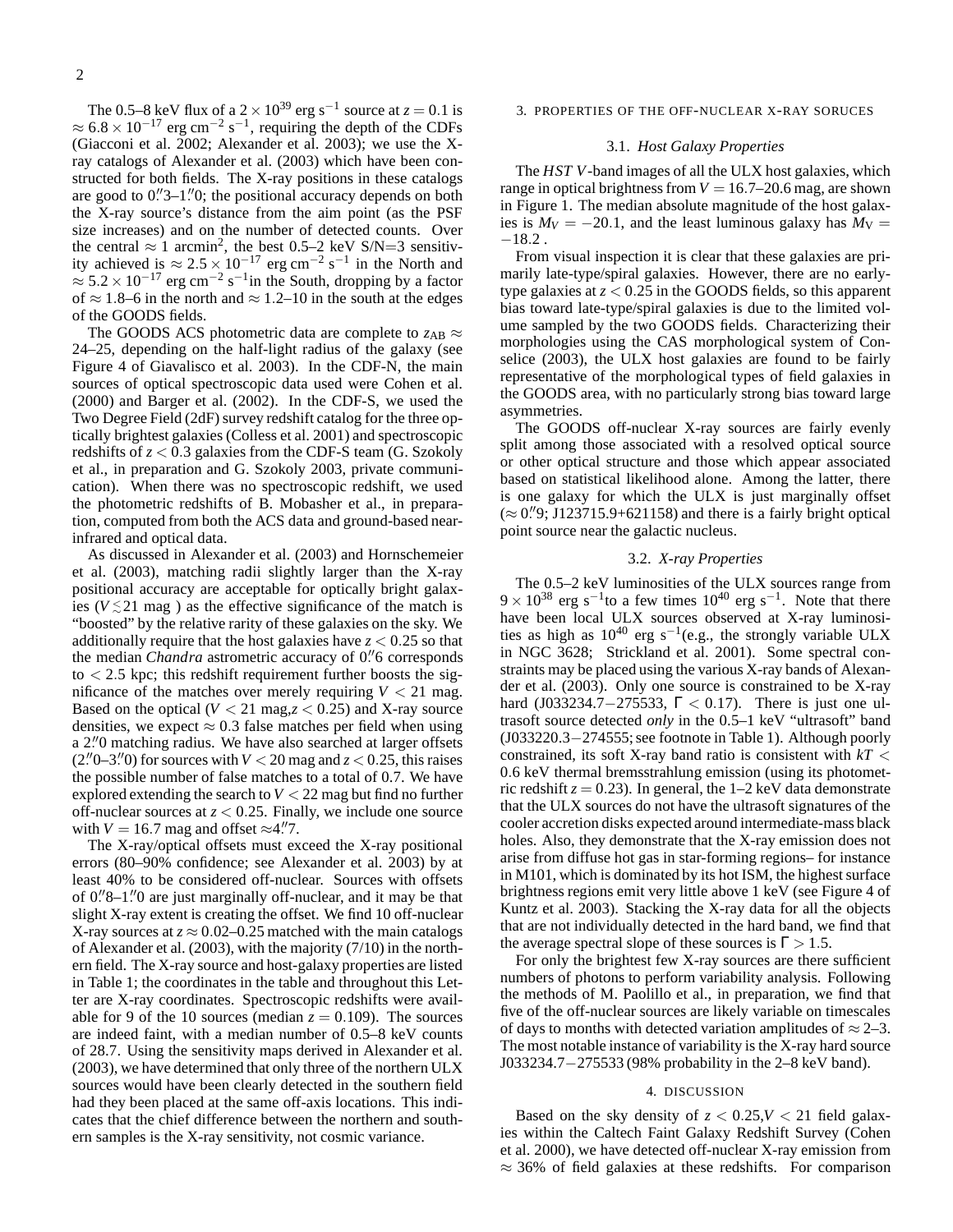The 0.5–8 keV flux of a $2\times10^{39}$ erg s$^{-1}$ source at $z=0.1$ is $\approx 6.8\times10^{-17}$ erg cm$^{-2}$ s$^{-1}$, requiring the depth of the CDFs (Giacconi et al. 2002; Alexander et al. 2003); we use the X-ray catalogs of Alexander et al. (2003) which have been constructed for both fields. The X-ray positions in these catalogs are good to 0.″3–1.″0; the positional accuracy depends on both the X-ray source's distance from the aim point (as the PSF size increases) and on the number of detected counts. Over the central $\approx 1$ arcmin$^2$, the best 0.5–2 keV S/N=3 sensitivity achieved is $\approx 2.5\times10^{-17}$ erg cm$^{-2}$ s$^{-1}$ in the North and $\approx 5.2\times10^{-17}$ erg cm$^{-2}$ s$^{-1}$in the South, dropping by a factor of $\approx$ 1.8–6 in the north and $\approx$ 1.2–10 in the south at the edges of the GOODS fields.

The GOODS ACS photometric data are complete to $z_{\rm AB}\approx$ 24–25, depending on the half-light radius of the galaxy (see Figure 4 of Giavalisco et al. 2003). In the CDF-N, the main sources of optical spectroscopic data used were Cohen et al. (2000) and Barger et al. (2002). In the CDF-S, we used the Two Degree Field (2dF) survey redshift catalog for the three optically brightest galaxies (Colless et al. 2001) and spectroscopic redshifts of $z<0.3$ galaxies from the CDF-S team (G. Szokoly et al., in preparation and G. Szokoly 2003, private communication). When there was no spectroscopic redshift, we used the photometric redshifts of B. Mobasher et al., in preparation, computed from both the ACS data and ground-based near-infrared and optical data.

As discussed in Alexander et al. (2003) and Hornschemeier et al. (2003), matching radii slightly larger than the X-ray positional accuracy are acceptable for optically bright galaxies ($V\lesssim21$ mag ) as the effective significance of the match is "boosted" by the relative rarity of these galaxies on the sky. We additionally require that the host galaxies have $z<0.25$ so that the median *Chandra* astrometric accuracy of 0.″6 corresponds to $<2.5$ kpc; this redshift requirement further boosts the significance of the matches over merely requiring $V<21$ mag. Based on the optical ($V<21$ mag,$z<0.25$) and X-ray source densities, we expect $\approx 0.3$ false matches per field when using a 2.″0 matching radius. We have also searched at larger offsets (2.″0–3.″0) for sources with $V<20$ mag and $z<0.25$, this raises the possible number of false matches to a total of 0.7. We have explored extending the search to $V<22$ mag but find no further off-nuclear sources at $z<0.25$. Finally, we include one source with $V=16.7$ mag and offset $\approx$4.″7.

The X-ray/optical offsets must exceed the X-ray positional errors (80–90% confidence; see Alexander et al. 2003) by at least 40% to be considered off-nuclear. Sources with offsets of 0.″8–1.″0 are just marginally off-nuclear, and it may be that slight X-ray extent is creating the offset. We find 10 off-nuclear X-ray sources at $z\approx$ 0.02–0.25 matched with the main catalogs of Alexander et al. (2003), with the majority (7/10) in the northern field. The X-ray source and host-galaxy properties are listed in Table 1; the coordinates in the table and throughout this Letter are X-ray coordinates. Spectroscopic redshifts were available for 9 of the 10 sources (median $z=0.109$). The sources are indeed faint, with a median number of 0.5–8 keV counts of 28.7. Using the sensitivity maps derived in Alexander et al. (2003), we have determined that only three of the northern ULX sources would have been clearly detected in the southern field had they been placed at the same off-axis locations. This indicates that the chief difference between the northern and southern samples is the X-ray sensitivity, not cosmic variance.

## 3. PROPERTIES OF THE OFF-NUCLEAR X-RAY SORUCES

### 3.1. *Host Galaxy Properties*

The *HST V*-band images of all the ULX host galaxies, which range in optical brightness from $V=16.7$–20.6 mag, are shown in Figure 1. The median absolute magnitude of the host galaxies is $M_V=-20.1$, and the least luminous galaxy has $M_{\rm V}=-18.2$ .

From visual inspection it is clear that these galaxies are primarily late-type/spiral galaxies. However, there are no early-type galaxies at $z<0.25$ in the GOODS fields, so this apparent bias toward late-type/spiral galaxies is due to the limited volume sampled by the two GOODS fields. Characterizing their morphologies using the CAS morphological system of Conselice (2003), the ULX host galaxies are found to be fairly representative of the morphological types of field galaxies in the GOODS area, with no particularly strong bias toward large asymmetries.

The GOODS off-nuclear X-ray sources are fairly evenly split among those associated with a resolved optical source or other optical structure and those which appear associated based on statistical likelihood alone. Among the latter, there is one galaxy for which the ULX is just marginally offset ($\approx$ 0.″9; J123715.9+621158) and there is a fairly bright optical point source near the galactic nucleus.

### 3.2. *X-ray Properties*

The 0.5–2 keV luminosities of the ULX sources range from $9\times10^{38}$ erg s$^{-1}$to a few times $10^{40}$ erg s$^{-1}$. Note that there have been local ULX sources observed at X-ray luminosities as high as $10^{40}$ erg s$^{-1}$(e.g., the strongly variable ULX in NGC 3628; Strickland et al. 2001). Some spectral constraints may be placed using the various X-ray bands of Alexander et al. (2003). Only one source is constrained to be X-ray hard (J033234.7−275533, $\Gamma<0.17$). There is just one ultrasoft source detected *only* in the 0.5–1 keV "ultrasoft" band (J033220.3−274555; see footnote in Table 1). Although poorly constrained, its soft X-ray band ratio is consistent with $kT<0.6$ keV thermal bremsstrahlung emission (using its photometric redshift $z=0.23$). In general, the 1–2 keV data demonstrate that the ULX sources do not have the ultrasoft signatures of the cooler accretion disks expected around intermediate-mass black holes. Also, they demonstrate that the X-ray emission does not arise from diffuse hot gas in star-forming regions– for instance in M101, which is dominated by its hot ISM, the highest surface brightness regions emit very little above 1 keV (see Figure 4 of Kuntz et al. 2003). Stacking the X-ray data for all the objects that are not individually detected in the hard band, we find that the average spectral slope of these sources is $\Gamma>1.5$.

For only the brightest few X-ray sources are there sufficient numbers of photons to perform variability analysis. Following the methods of M. Paolillo et al., in preparation, we find that five of the off-nuclear sources are likely variable on timescales of days to months with detected variation amplitudes of $\approx$ 2–3. The most notable instance of variability is the X-ray hard source J033234.7−275533 (98% probability in the 2–8 keV band).

## 4. DISCUSSION

Based on the sky density of $z<0.25$,$V<21$ field galaxies within the Caltech Faint Galaxy Redshift Survey (Cohen et al. 2000), we have detected off-nuclear X-ray emission from $\approx$ 36% of field galaxies at these redshifts. For comparison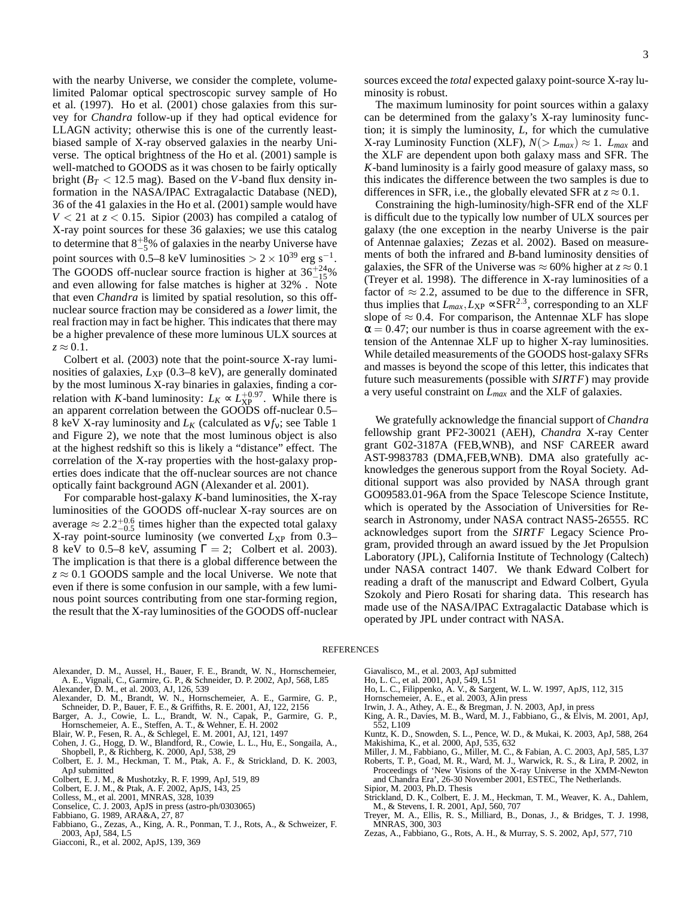with the nearby Universe, we consider the complete, volume-limited Palomar optical spectroscopic survey sample of Ho et al. (1997). Ho et al. (2001) chose galaxies from this survey for *Chandra* follow-up if they had optical evidence for LLAGN activity; otherwise this is one of the currently least-biased sample of X-ray observed galaxies in the nearby Universe. The optical brightness of the Ho et al. (2001) sample is well-matched to GOODS as it was chosen to be fairly optically bright ($B_T < 12.5$ mag). Based on the $V$-band flux density information in the NASA/IPAC Extragalactic Database (NED), 36 of the 41 galaxies in the Ho et al. (2001) sample would have $V < 21$ at $z < 0.15$. Sipior (2003) has compiled a catalog of X-ray point sources for these 36 galaxies; we use this catalog to determine that $8^{+8}_{-5}$% of galaxies in the nearby Universe have point sources with 0.5–8 keV luminosities $> 2 \times 10^{39}$ erg s$^{-1}$. The GOODS off-nuclear source fraction is higher at $36^{+24}_{-15}$% and even allowing for false matches is higher at 32% . Note that even *Chandra* is limited by spatial resolution, so this off-nuclear source fraction may be considered as a *lower* limit, the real fraction may in fact be higher. This indicates that there may be a higher prevalence of these more luminous ULX sources at $z \approx 0.1$.

Colbert et al. (2003) note that the point-source X-ray luminosities of galaxies, $L_{\rm XP}$ (0.3–8 keV), are generally dominated by the most luminous X-ray binaries in galaxies, finding a correlation with $K$-band luminosity: $L_K \propto L_{\rm XP}^{+0.97}$. While there is an apparent correlation between the GOODS off-nuclear 0.5–8 keV X-ray luminosity and $L_K$ (calculated as $\nu f_\nu$; see Table 1 and Figure 2), we note that the most luminous object is also at the highest redshift so this is likely a "distance" effect. The correlation of the X-ray properties with the host-galaxy properties does indicate that the off-nuclear sources are not chance optically faint background AGN (Alexander et al. 2001).

For comparable host-galaxy $K$-band luminosities, the X-ray luminosities of the GOODS off-nuclear X-ray sources are on average $\approx 2.2^{+0.6}_{-0.5}$ times higher than the expected total galaxy X-ray point-source luminosity (we converted $L_{\rm XP}$ from 0.3–8 keV to 0.5–8 keV, assuming $\Gamma = 2$; Colbert et al. 2003). The implication is that there is a global difference between the $z \approx 0.1$ GOODS sample and the local Universe. We note that even if there is some confusion in our sample, with a few luminous point sources contributing from one star-forming region, the result that the X-ray luminosities of the GOODS off-nuclear sources exceed the *total* expected galaxy point-source X-ray luminosity is robust.

The maximum luminosity for point sources within a galaxy can be determined from the galaxy's X-ray luminosity function; it is simply the luminosity, $L$, for which the cumulative X-ray Luminosity Function (XLF), $N(> L_{max}) \approx 1$. $L_{max}$ and the XLF are dependent upon both galaxy mass and SFR. The $K$-band luminosity is a fairly good measure of galaxy mass, so this indicates the difference between the two samples is due to differences in SFR, i.e., the globally elevated SFR at $z \approx 0.1$.

Constraining the high-luminosity/high-SFR end of the XLF is difficult due to the typically low number of ULX sources per galaxy (the one exception in the nearby Universe is the pair of Antennae galaxies; Zezas et al. 2002). Based on measurements of both the infrared and $B$-band luminosity densities of galaxies, the SFR of the Universe was $\approx 60$% higher at $z \approx 0.1$ (Treyer et al. 1998). The difference in X-ray luminosities of a factor of $\approx 2.2$, assumed to be due to the difference in SFR, thus implies that $L_{max}, L_{\rm XP} \propto {\rm SFR}^{2.3}$, corresponding to an XLF slope of $\approx 0.4$. For comparison, the Antennae XLF has slope $\alpha = 0.47$; our number is thus in coarse agreement with the extension of the Antennae XLF up to higher X-ray luminosities. While detailed measurements of the GOODS host-galaxy SFRs and masses is beyond the scope of this letter, this indicates that future such measurements (possible with *SIRTF*) may provide a very useful constraint on $L_{max}$ and the XLF of galaxies.

We gratefully acknowledge the financial support of *Chandra* fellowship grant PF2-30021 (AEH), *Chandra* X-ray Center grant G02-3187A (FEB,WNB), and NSF CAREER award AST-9983783 (DMA,FEB,WNB). DMA also gratefully acknowledges the generous support from the Royal Society. Additional support was also provided by NASA through grant GO09583.01-96A from the Space Telescope Science Institute, which is operated by the Association of Universities for Research in Astronomy, under NASA contract NAS5-26555. RC acknowledges suport from the *SIRTF* Legacy Science Program, provided through an award issued by the Jet Propulsion Laboratory (JPL), California Institute of Technology (Caltech) under NASA contract 1407. We thank Edward Colbert for reading a draft of the manuscript and Edward Colbert, Gyula Szokoly and Piero Rosati for sharing data. This research has made use of the NASA/IPAC Extragalactic Database which is operated by JPL under contract with NASA.

## REFERENCES

Alexander, D. M., Aussel, H., Bauer, F. E., Brandt, W. N., Hornschemeier, A. E., Vignali, C., Garmire, G. P., & Schneider, D. P. 2002, ApJ, 568, L85
Alexander, D. M., et al. 2003, AJ, 126, 539
Alexander, D. M., Brandt, W. N., Hornschemeier, A. E., Garmire, G. P., Schneider, D. P., Bauer, F. E., & Griffiths, R. E. 2001, AJ, 122, 2156
Barger, A. J., Cowie, L. L., Brandt, W. N., Capak, P., Garmire, G. P., Hornschemeier, A. E., Steffen, A. T., & Wehner, E. H. 2002
Blair, W. P., Fesen, R. A., & Schlegel, E. M. 2001, AJ, 121, 1497
Cohen, J. G., Hogg, D. W., Blandford, R., Cowie, L. L., Hu, E., Songaila, A., Shopbell, P., & Richberg, K. 2000, ApJ, 538, 29
Colbert, E. J. M., Heckman, T. M., Ptak, A. F., & Strickland, D. K. 2003, ApJ submitted
Colbert, E. J. M., & Mushotzky, R. F. 1999, ApJ, 519, 89
Colbert, E. J. M., & Ptak, A. F. 2002, ApJS, 143, 25
Colless, M., et al. 2001, MNRAS, 328, 1039
Conselice, C. J. 2003, ApJS in press (astro-ph/0303065)
Fabbiano, G. 1989, ARA&A, 27, 87
Fabbiano, G., Zezas, A., King, A. R., Ponman, T. J., Rots, A., & Schweizer, F. 2003, ApJ, 584, L5
Giacconi, R., et al. 2002, ApJS, 139, 369
Giavalisco, M., et al. 2003, ApJ submitted
Ho, L. C., et al. 2001, ApJ, 549, L51
Ho, L. C., Filippenko, A. V., & Sargent, W. L. W. 1997, ApJS, 112, 315
Hornschemeier, A. E., et al. 2003, AJin press
Irwin, J. A., Athey, A. E., & Bregman, J. N. 2003, ApJ, in press
King, A. R., Davies, M. B., Ward, M. J., Fabbiano, G., & Elvis, M. 2001, ApJ, 552, L109
Kuntz, K. D., Snowden, S. L., Pence, W. D., & Mukai, K. 2003, ApJ, 588, 264
Makishima, K., et al. 2000, ApJ, 535, 632
Miller, J. M., Fabbiano, G., Miller, M. C., & Fabian, A. C. 2003, ApJ, 585, L37
Roberts, T. P., Goad, M. R., Ward, M. J., Warwick, R. S., & Lira, P. 2002, in Proceedings of 'New Visions of the X-ray Universe in the XMM-Newton and Chandra Era', 26-30 November 2001, ESTEC, The Netherlands.
Sipior, M. 2003, Ph.D. Thesis
Strickland, D. K., Colbert, E. J. M., Heckman, T. M., Weaver, K. A., Dahlem, M., & Stevens, I. R. 2001, ApJ, 560, 707
Treyer, M. A., Ellis, R. S., Milliard, B., Donas, J., & Bridges, T. J. 1998, MNRAS, 300, 303
Zezas, A., Fabbiano, G., Rots, A. H., & Murray, S. S. 2002, ApJ, 577, 710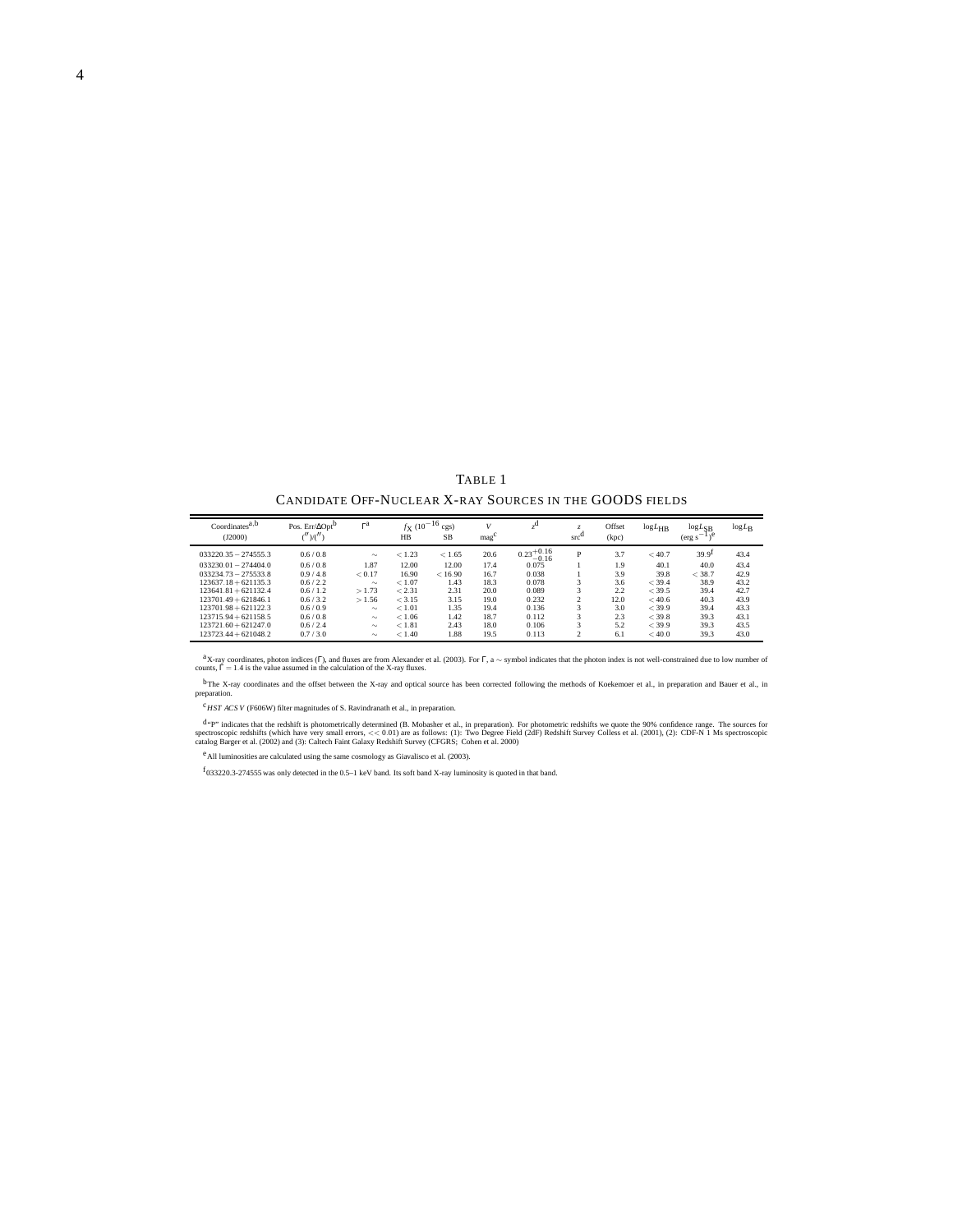TABLE 1

CANDIDATE OFF-NUCLEAR X-RAY SOURCES IN THE GOODS FIELDS

| Coordinates[a,b] (J2000) | Pos. Err/ΔOpt[b] ($''$)/($''$) | $\Gamma$[a] | $f_X$ ($10^{-16}$ cgs) HB | SB | $V$ mag[c] | $z$[d] | $z$ src[d] | Offset (kpc) | $\log L_{HB}$ | $\log L_{SB}$ (erg s$^{-1}$)[e] | $\log L_B$ |
|---|---|---|---|---|---|---|---|---|---|---|---|
| 033220.35 − 274555.3 | 0.6 / 0.8 | ∼ | < 1.23 | < 1.65 | 20.6 | $0.23^{+0.16}_{-0.16}$ | P | 3.7 | < 40.7 | 39.9[f] | 43.4 |
| 033230.01 − 274404.0 | 0.6 / 0.8 | 1.87 | 12.00 | 12.00 | 17.4 | 0.075 | 1 | 1.9 | 40.1 | 40.0 | 43.4 |
| 033234.73 − 275533.8 | 0.9 / 4.8 | < 0.17 | 16.90 | < 16.90 | 16.7 | 0.038 | 1 | 3.9 | 39.8 | < 38.7 | 42.9 |
| 123637.18 + 621135.3 | 0.6 / 2.2 | ∼ | < 1.07 | 1.43 | 18.3 | 0.078 | 3 | 3.6 | < 39.4 | 38.9 | 43.2 |
| 123641.81 + 621132.4 | 0.6 / 1.2 | > 1.73 | < 2.31 | 2.31 | 20.0 | 0.089 | 3 | 2.2 | < 39.5 | 39.4 | 42.7 |
| 123701.49 + 621846.1 | 0.6 / 3.2 | > 1.56 | < 3.15 | 3.15 | 19.0 | 0.232 | 2 | 12.0 | < 40.6 | 40.3 | 43.9 |
| 123701.98 + 621122.3 | 0.6 / 0.9 | ∼ | < 1.01 | 1.35 | 19.4 | 0.136 | 3 | 3.0 | < 39.9 | 39.4 | 43.3 |
| 123715.94 + 621158.5 | 0.6 / 0.8 | ∼ | < 1.06 | 1.42 | 18.7 | 0.112 | 3 | 2.3 | < 39.8 | 39.3 | 43.1 |
| 123721.60 + 621247.0 | 0.6 / 2.4 | ∼ | < 1.81 | 2.43 | 18.0 | 0.106 | 3 | 5.2 | < 39.9 | 39.3 | 43.5 |
| 123723.44 + 621048.2 | 0.7 / 3.0 | ∼ | < 1.40 | 1.88 | 19.5 | 0.113 | 2 | 6.1 | < 40.0 | 39.3 | 43.0 |

[a] X-ray coordinates, photon indices ($\Gamma$), and fluxes are from Alexander et al. (2003). For $\Gamma$, a ∼ symbol indicates that the photon index is not well-constrained due to low number of counts, $\Gamma = 1.4$ is the value assumed in the calculation of the X-ray fluxes.

[b] The X-ray coordinates and the offset between the X-ray and optical source has been corrected following the methods of Koekemoer et al., in preparation and Bauer et al., in preparation.

[c] *HST ACS V* (F606W) filter magnitudes of S. Ravindranath et al., in preparation.

[d] "P" indicates that the redshift is photometrically determined (B. Mobasher et al., in preparation). For photometric redshifts we quote the 90% confidence range. The sources for spectroscopic redshifts (which have very small errors, << 0.01) are as follows: (1): Two Degree Field (2dF) Redshift Survey Colless et al. (2001), (2): CDF-N 1 Ms spectroscopic catalog Barger et al. (2002) and (3): Caltech Faint Galaxy Redshift Survey (CFGRS; Cohen et al. 2000)

[e] All luminosities are calculated using the same cosmology as Giavalisco et al. (2003).

[f] 033220.3-274555 was only detected in the 0.5–1 keV band. Its soft band X-ray luminosity is quoted in that band.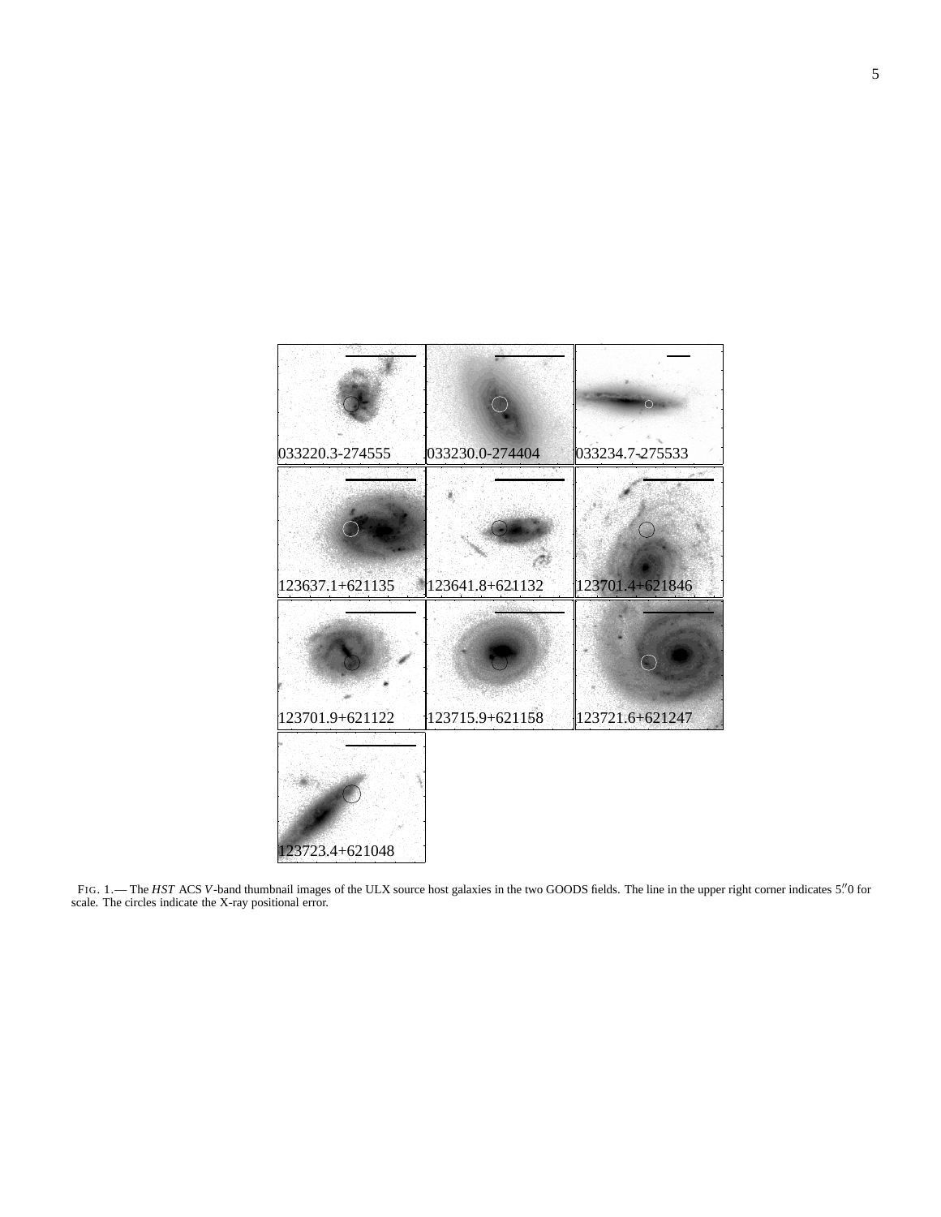033220.3-274555

033230.0-274404

033234.7-275533

123637.1+621135

123641.8+621132

123701.4+621846

123701.9+621122

123715.9+621158

123721.6+621247

123723.4+621048

FIG. 1.— The *HST* ACS *V*-band thumbnail images of the ULX source host galaxies in the two GOODS fields. The line in the upper right corner indicates 5.″0 for scale. The circles indicate the X-ray positional error.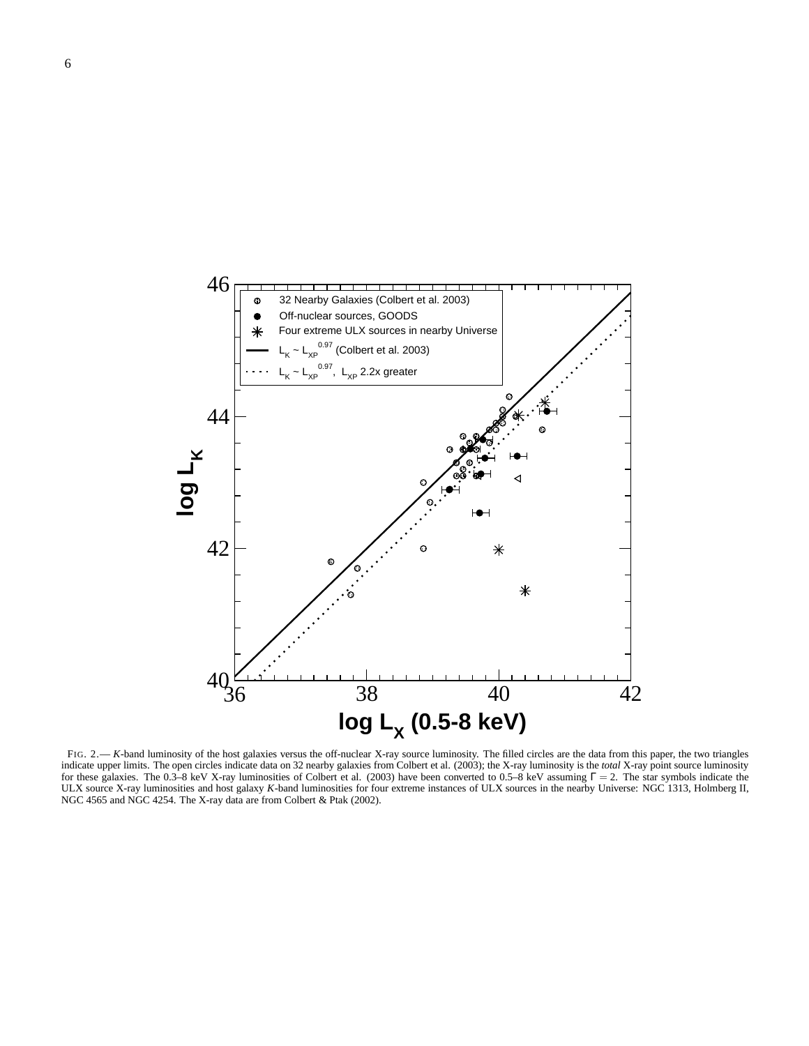46

44

42

40

36

38

40

42

log $L_K$

log $L_X$ (0.5-8 keV)

32 Nearby Galaxies (Colbert et al. 2003)

Off-nuclear sources, GOODS

Four extreme ULX sources in nearby Universe

$L_K \sim L_{XP}^{0.97}$ (Colbert et al. 2003)

$L_K \sim L_{XP}^{0.97}$, $L_{XP}$ 2.2x greater

FIG. 2.— *K*-band luminosity of the host galaxies versus the off-nuclear X-ray source luminosity. The filled circles are the data from this paper, the two triangles indicate upper limits. The open circles indicate data on 32 nearby galaxies from Colbert et al. (2003); the X-ray luminosity is the *total* X-ray point source luminosity for these galaxies. The 0.3–8 keV X-ray luminosities of Colbert et al. (2003) have been converted to 0.5–8 keV assuming $\Gamma = 2$. The star symbols indicate the ULX source X-ray luminosities and host galaxy *K*-band luminosities for four extreme instances of ULX sources in the nearby Universe: NGC 1313, Holmberg II, NGC 4565 and NGC 4254. The X-ray data are from Colbert & Ptak (2002).